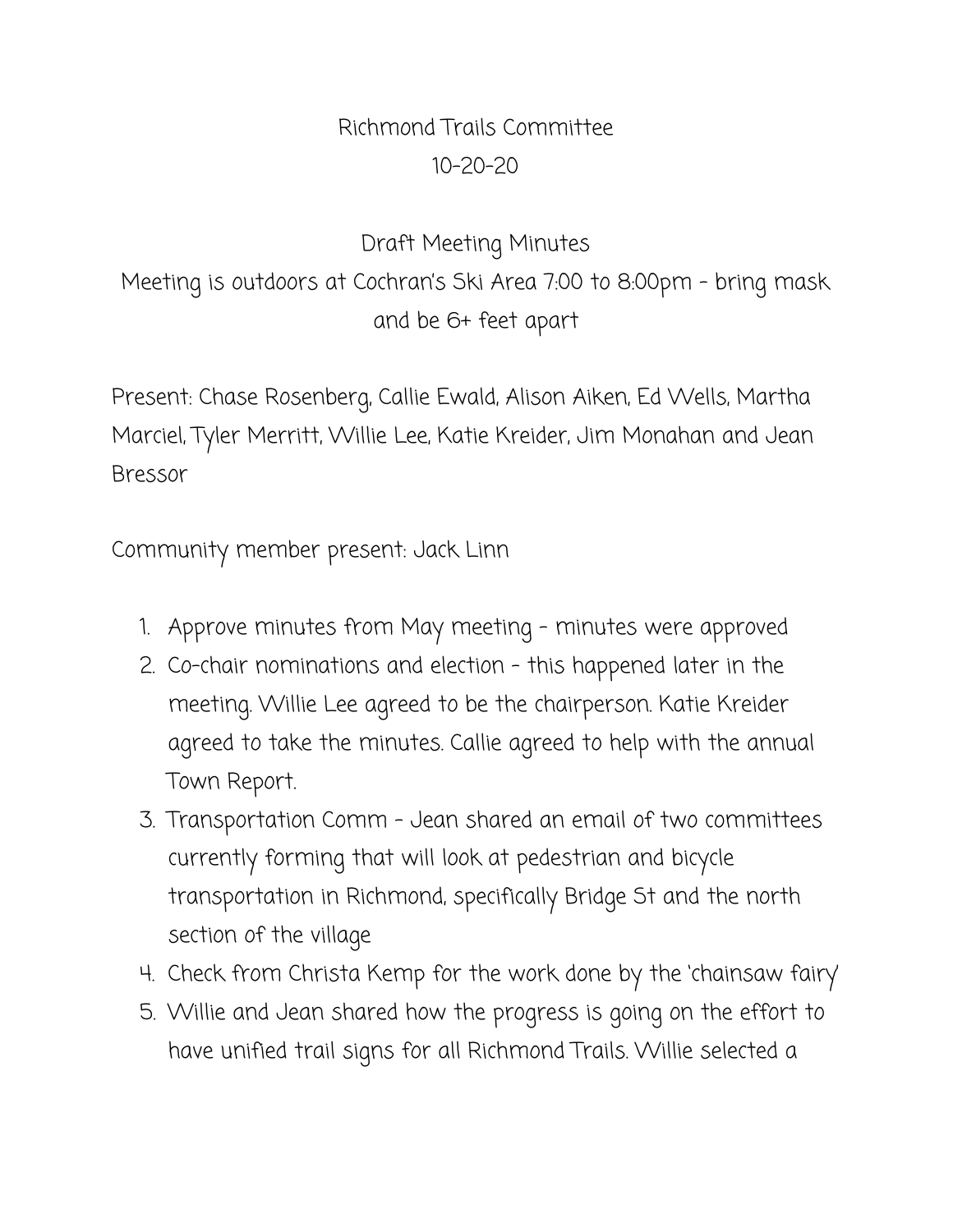# Richmond Trails Committee

10-20-20

## Draft Meeting Minutes

Meeting is outdoors at Cochran's Ski Area 7:00 to 8:00pm - bring mask and be 6+ feet apart

Present: Chase Rosenberg, Callie Ewald, Alison Aiken, Ed Wells, Martha Marciel, Tyler Merritt, Willie Lee, Katie Kreider, Jim Monahan and Jean Bressor

Community member present: Jack Linn

1. Approve minutes from May meeting - minutes were approved
2. Co-chair nominations and election - this happened later in the meeting. Willie Lee agreed to be the chairperson. Katie Kreider agreed to take the minutes. Callie agreed to help with the annual Town Report.
3. Transportation Comm - Jean shared an email of two committees currently forming that will look at pedestrian and bicycle transportation in Richmond, specifically Bridge St and the north section of the village
4. Check from Christa Kemp for the work done by the 'chainsaw fairy'
5. Willie and Jean shared how the progress is going on the effort to have unified trail signs for all Richmond Trails. Willie selected a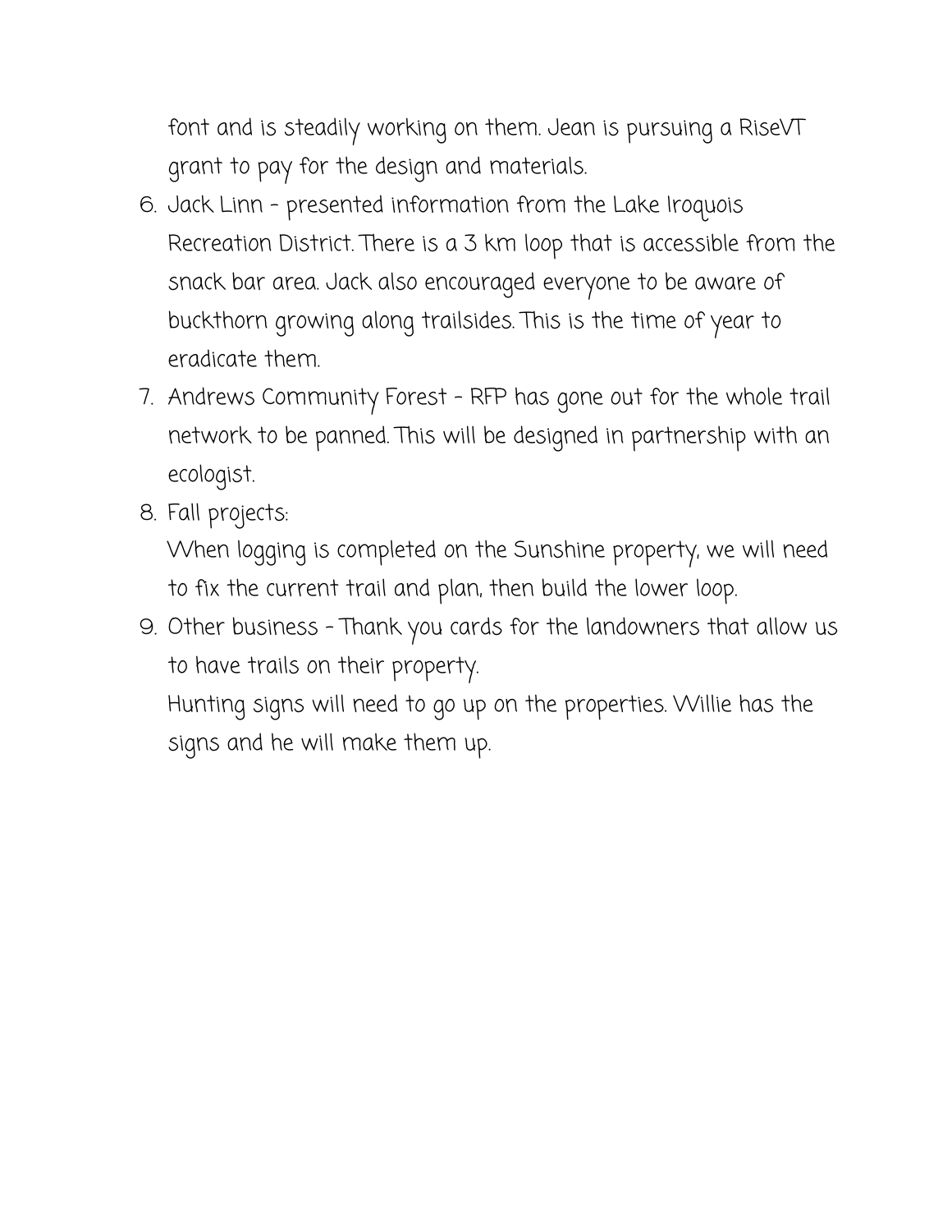font and is steadily working on them. Jean is pursuing a RiseVT grant to pay for the design and materials.

6. Jack Linn - presented information from the Lake Iroquois Recreation District. There is a 3 km loop that is accessible from the snack bar area. Jack also encouraged everyone to be aware of buckthorn growing along trailsides. This is the time of year to eradicate them.
7. Andrews Community Forest - RFP has gone out for the whole trail network to be panned. This will be designed in partnership with an ecologist.
8. Fall projects:
   When logging is completed on the Sunshine property, we will need to fix the current trail and plan, then build the lower loop.
9. Other business - Thank you cards for the landowners that allow us to have trails on their property.
   Hunting signs will need to go up on the properties. Willie has the signs and he will make them up.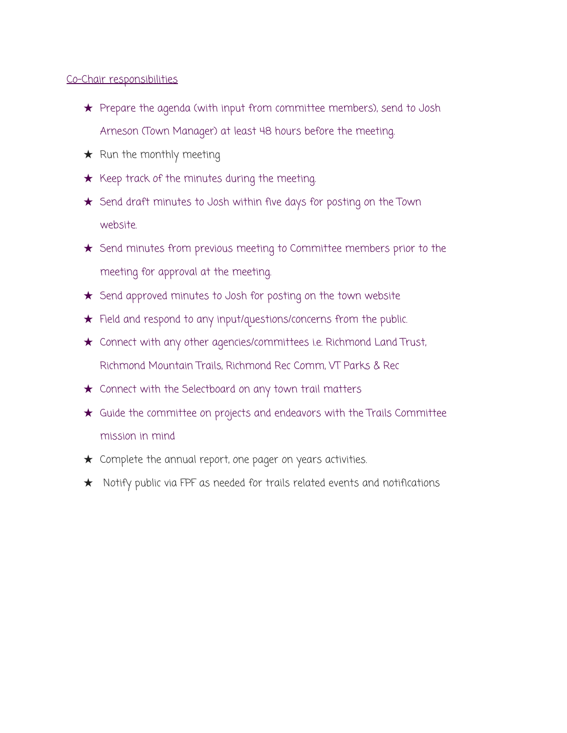<u>Co-Chair responsibilities</u>

- ★ Prepare the agenda (with input from committee members), send to Josh Arneson (Town Manager) at least 48 hours before the meeting.
- ★ Run the monthly meeting
- ★ Keep track of the minutes during the meeting.
- ★ Send draft minutes to Josh within five days for posting on the Town website.
- ★ Send minutes from previous meeting to Committee members prior to the meeting for approval at the meeting.
- ★ Send approved minutes to Josh for posting on the town website
- ★ Field and respond to any input/questions/concerns from the public.
- ★ Connect with any other agencies/committees i.e. Richmond Land Trust, Richmond Mountain Trails, Richmond Rec Comm, VT Parks & Rec
- ★ Connect with the Selectboard on any town trail matters
- ★ Guide the committee on projects and endeavors with the Trails Committee mission in mind
- ★ Complete the annual report, one pager on years activities.
- ★ Notify public via FPF as needed for trails related events and notifications